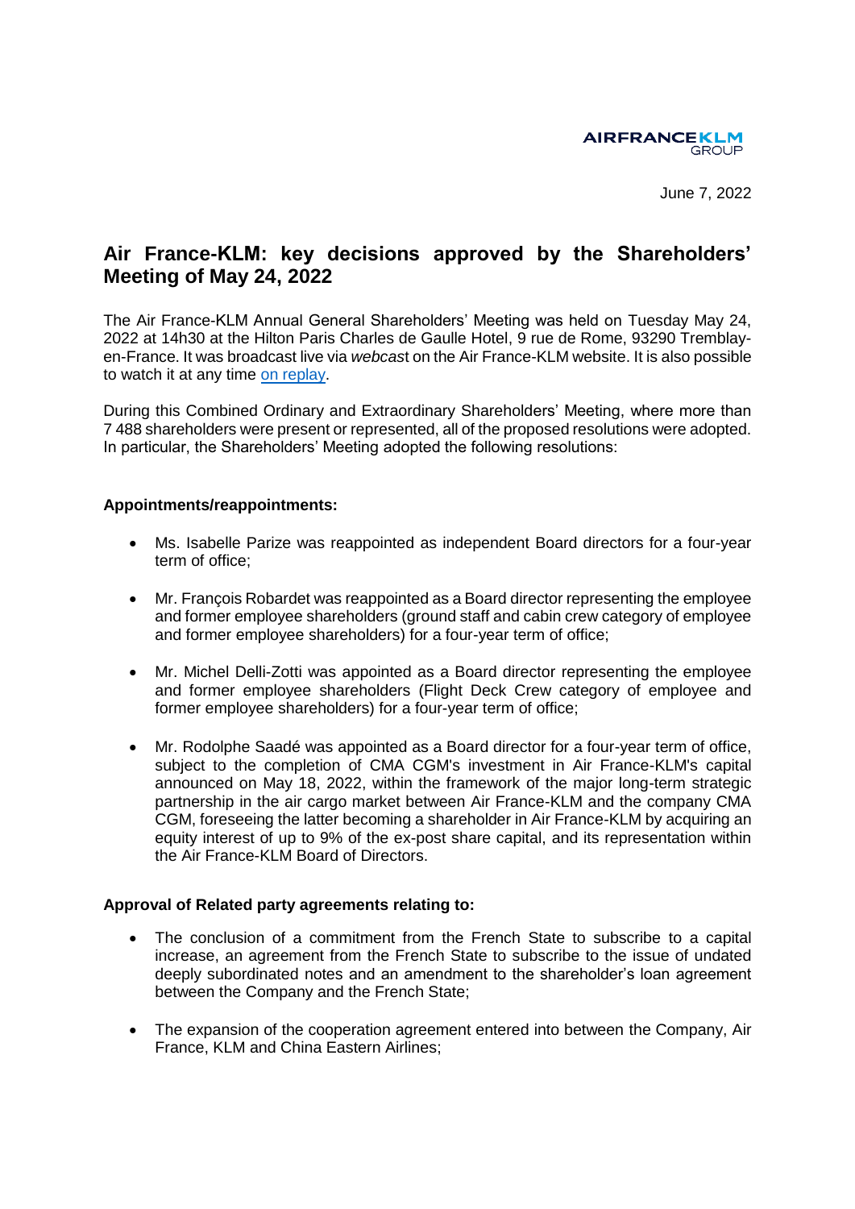June 7, 2022

# Air France-KLM: key decisions approved by the Shareholders' Meeting of May 24, 2022

The Air France-KLM Annual General Shareholders' Meeting was held on Tuesday May 24, 2022 at 14h30 at the Hilton Paris Charles de Gaulle Hotel, 9 rue de Rome, 93290 Tremblay-en-France. It was broadcast live via *webcast* on the Air France-KLM website. It is also possible to watch it at any time on replay.

During this Combined Ordinary and Extraordinary Shareholders' Meeting, where more than 7 488 shareholders were present or represented, all of the proposed resolutions were adopted. In particular, the Shareholders' Meeting adopted the following resolutions:

**Appointments/reappointments:**

- Ms. Isabelle Parize was reappointed as independent Board directors for a four-year term of office;
- Mr. François Robardet was reappointed as a Board director representing the employee and former employee shareholders (ground staff and cabin crew category of employee and former employee shareholders) for a four-year term of office;
- Mr. Michel Delli-Zotti was appointed as a Board director representing the employee and former employee shareholders (Flight Deck Crew category of employee and former employee shareholders) for a four-year term of office;
- Mr. Rodolphe Saadé was appointed as a Board director for a four-year term of office, subject to the completion of CMA CGM's investment in Air France-KLM's capital announced on May 18, 2022, within the framework of the major long-term strategic partnership in the air cargo market between Air France-KLM and the company CMA CGM, foreseeing the latter becoming a shareholder in Air France-KLM by acquiring an equity interest of up to 9% of the ex-post share capital, and its representation within the Air France-KLM Board of Directors.

**Approval of Related party agreements relating to:**

- The conclusion of a commitment from the French State to subscribe to a capital increase, an agreement from the French State to subscribe to the issue of undated deeply subordinated notes and an amendment to the shareholder's loan agreement between the Company and the French State;
- The expansion of the cooperation agreement entered into between the Company, Air France, KLM and China Eastern Airlines;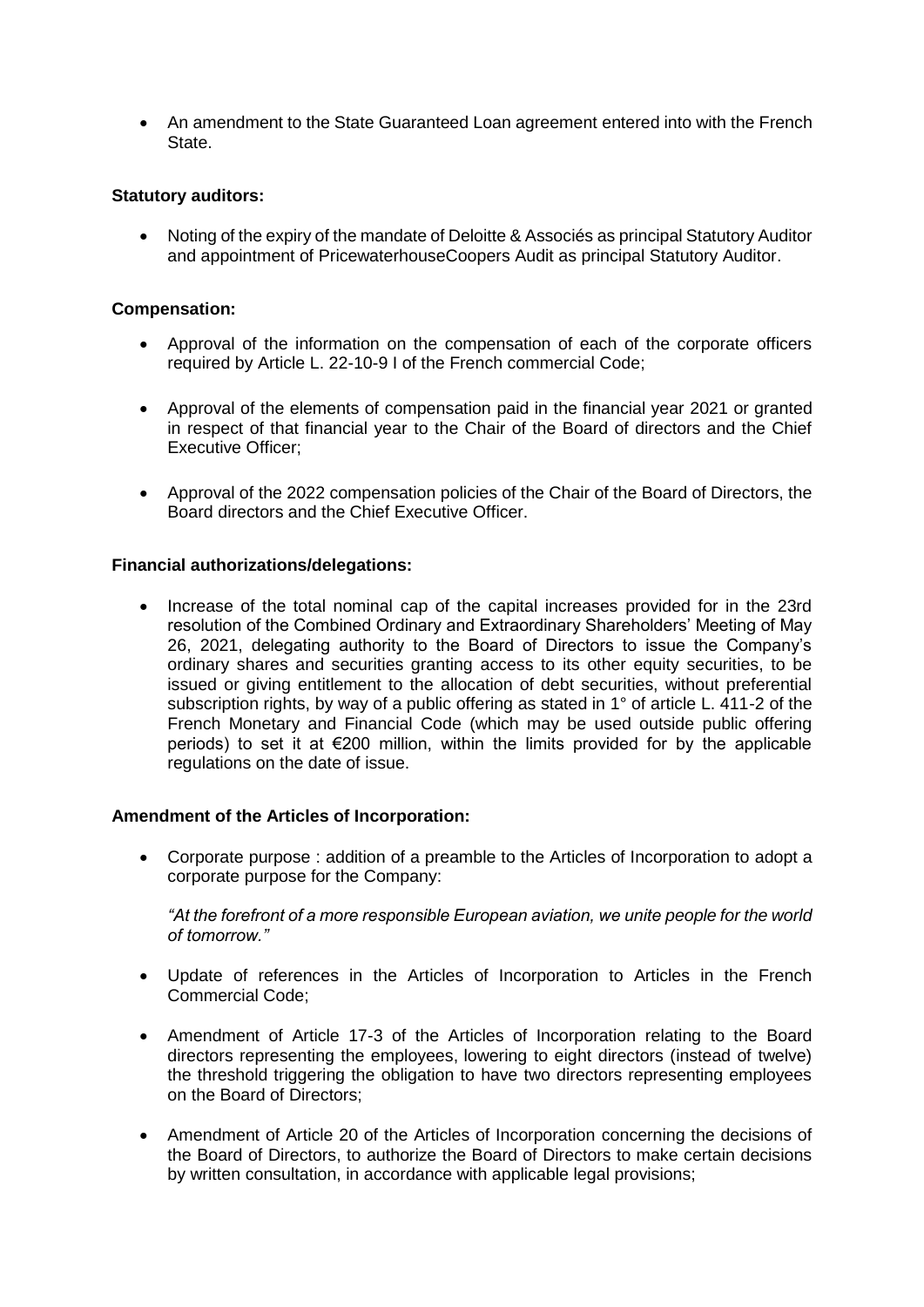- An amendment to the State Guaranteed Loan agreement entered into with the French State.

**Statutory auditors:**

- Noting of the expiry of the mandate of Deloitte & Associés as principal Statutory Auditor and appointment of PricewaterhouseCoopers Audit as principal Statutory Auditor.

**Compensation:**

- Approval of the information on the compensation of each of the corporate officers required by Article L. 22-10-9 I of the French commercial Code;

- Approval of the elements of compensation paid in the financial year 2021 or granted in respect of that financial year to the Chair of the Board of directors and the Chief Executive Officer;

- Approval of the 2022 compensation policies of the Chair of the Board of Directors, the Board directors and the Chief Executive Officer.

**Financial authorizations/delegations:**

- Increase of the total nominal cap of the capital increases provided for in the 23rd resolution of the Combined Ordinary and Extraordinary Shareholders' Meeting of May 26, 2021, delegating authority to the Board of Directors to issue the Company's ordinary shares and securities granting access to its other equity securities, to be issued or giving entitlement to the allocation of debt securities, without preferential subscription rights, by way of a public offering as stated in 1° of article L. 411-2 of the French Monetary and Financial Code (which may be used outside public offering periods) to set it at €200 million, within the limits provided for by the applicable regulations on the date of issue.

**Amendment of the Articles of Incorporation:**

- Corporate purpose : addition of a preamble to the Articles of Incorporation to adopt a corporate purpose for the Company:

  *"At the forefront of a more responsible European aviation, we unite people for the world of tomorrow."*

- Update of references in the Articles of Incorporation to Articles in the French Commercial Code;

- Amendment of Article 17-3 of the Articles of Incorporation relating to the Board directors representing the employees, lowering to eight directors (instead of twelve) the threshold triggering the obligation to have two directors representing employees on the Board of Directors;

- Amendment of Article 20 of the Articles of Incorporation concerning the decisions of the Board of Directors, to authorize the Board of Directors to make certain decisions by written consultation, in accordance with applicable legal provisions;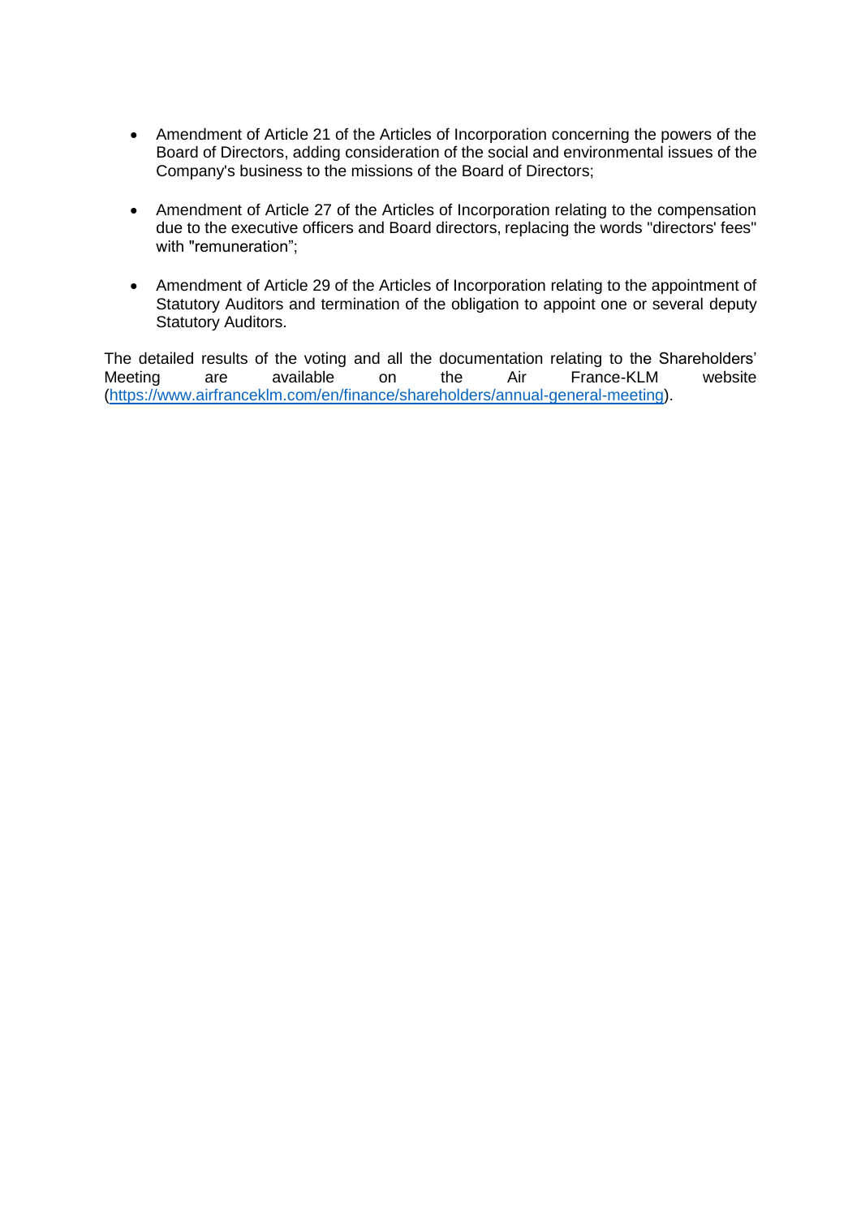- Amendment of Article 21 of the Articles of Incorporation concerning the powers of the Board of Directors, adding consideration of the social and environmental issues of the Company's business to the missions of the Board of Directors;
- Amendment of Article 27 of the Articles of Incorporation relating to the compensation due to the executive officers and Board directors, replacing the words "directors' fees" with "remuneration";
- Amendment of Article 29 of the Articles of Incorporation relating to the appointment of Statutory Auditors and termination of the obligation to appoint one or several deputy Statutory Auditors.

The detailed results of the voting and all the documentation relating to the Shareholders' Meeting are available on the Air France-KLM website (https://www.airfranceklm.com/en/finance/shareholders/annual-general-meeting).